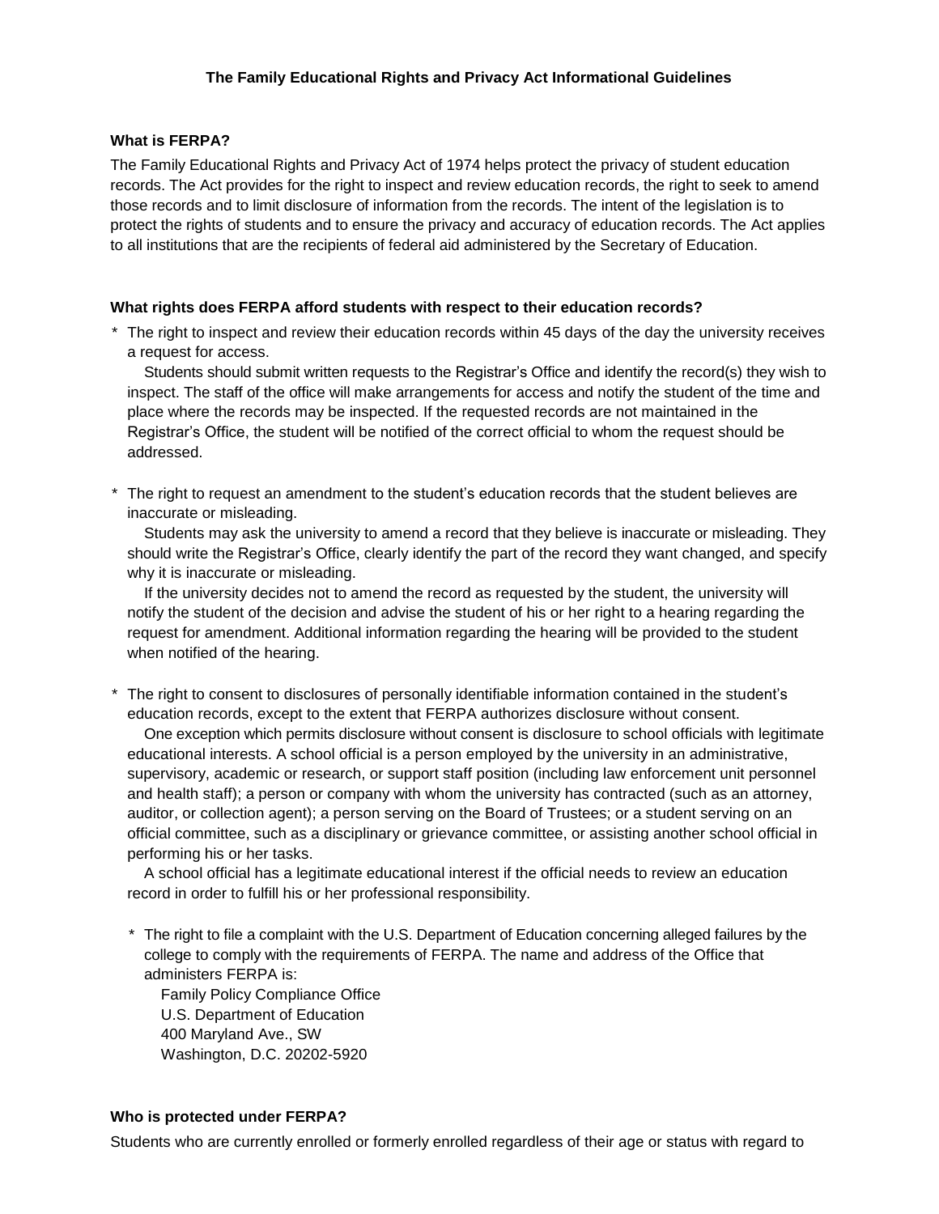# The Family Educational Rights and Privacy Act Informational Guidelines

## What is FERPA?

The Family Educational Rights and Privacy Act of 1974 helps protect the privacy of student education records. The Act provides for the right to inspect and review education records, the right to seek to amend those records and to limit disclosure of information from the records. The intent of the legislation is to protect the rights of students and to ensure the privacy and accuracy of education records. The Act applies to all institutions that are the recipients of federal aid administered by the Secretary of Education.

## What rights does FERPA afford students with respect to their education records?

* The right to inspect and review their education records within 45 days of the day the university receives a request for access.

  Students should submit written requests to the Registrar's Office and identify the record(s) they wish to inspect. The staff of the office will make arrangements for access and notify the student of the time and place where the records may be inspected. If the requested records are not maintained in the Registrar's Office, the student will be notified of the correct official to whom the request should be addressed.

* The right to request an amendment to the student's education records that the student believes are inaccurate or misleading.

  Students may ask the university to amend a record that they believe is inaccurate or misleading. They should write the Registrar's Office, clearly identify the part of the record they want changed, and specify why it is inaccurate or misleading.

  If the university decides not to amend the record as requested by the student, the university will notify the student of the decision and advise the student of his or her right to a hearing regarding the request for amendment. Additional information regarding the hearing will be provided to the student when notified of the hearing.

* The right to consent to disclosures of personally identifiable information contained in the student's education records, except to the extent that FERPA authorizes disclosure without consent.

  One exception which permits disclosure without consent is disclosure to school officials with legitimate educational interests. A school official is a person employed by the university in an administrative, supervisory, academic or research, or support staff position (including law enforcement unit personnel and health staff); a person or company with whom the university has contracted (such as an attorney, auditor, or collection agent); a person serving on the Board of Trustees; or a student serving on an official committee, such as a disciplinary or grievance committee, or assisting another school official in performing his or her tasks.

  A school official has a legitimate educational interest if the official needs to review an education record in order to fulfill his or her professional responsibility.

* The right to file a complaint with the U.S. Department of Education concerning alleged failures by the college to comply with the requirements of FERPA. The name and address of the Office that administers FERPA is:

  Family Policy Compliance Office  
  U.S. Department of Education  
  400 Maryland Ave., SW  
  Washington, D.C. 20202-5920

## Who is protected under FERPA?

Students who are currently enrolled or formerly enrolled regardless of their age or status with regard to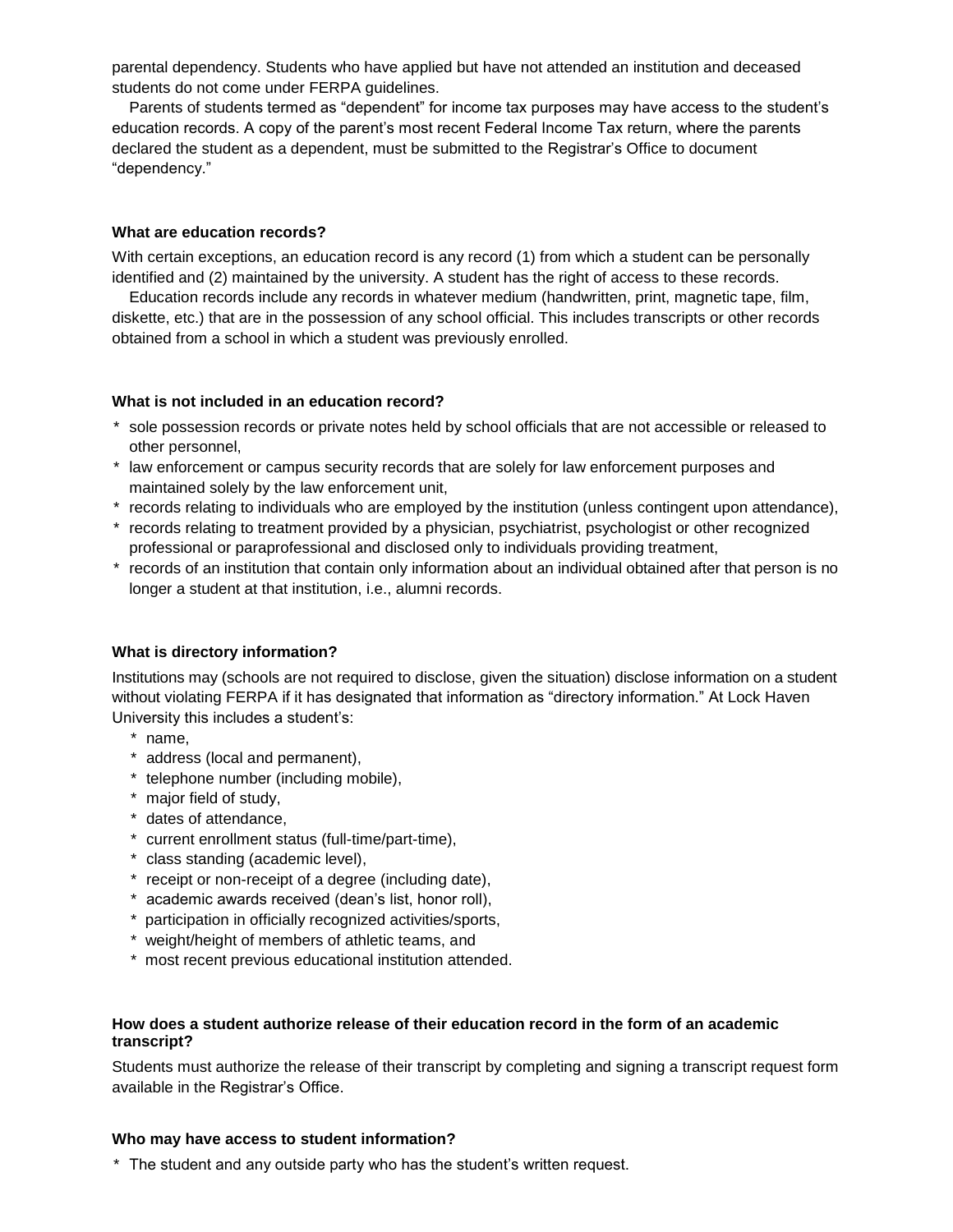parental dependency. Students who have applied but have not attended an institution and deceased students do not come under FERPA guidelines.

Parents of students termed as "dependent" for income tax purposes may have access to the student's education records. A copy of the parent's most recent Federal Income Tax return, where the parents declared the student as a dependent, must be submitted to the Registrar's Office to document "dependency."

**What are education records?**

With certain exceptions, an education record is any record (1) from which a student can be personally identified and (2) maintained by the university. A student has the right of access to these records.

Education records include any records in whatever medium (handwritten, print, magnetic tape, film, diskette, etc.) that are in the possession of any school official. This includes transcripts or other records obtained from a school in which a student was previously enrolled.

**What is not included in an education record?**

* sole possession records or private notes held by school officials that are not accessible or released to other personnel,
* law enforcement or campus security records that are solely for law enforcement purposes and maintained solely by the law enforcement unit,
* records relating to individuals who are employed by the institution (unless contingent upon attendance),
* records relating to treatment provided by a physician, psychiatrist, psychologist or other recognized professional or paraprofessional and disclosed only to individuals providing treatment,
* records of an institution that contain only information about an individual obtained after that person is no longer a student at that institution, i.e., alumni records.

**What is directory information?**

Institutions may (schools are not required to disclose, given the situation) disclose information on a student without violating FERPA if it has designated that information as "directory information." At Lock Haven University this includes a student's:

* name,
* address (local and permanent),
* telephone number (including mobile),
* major field of study,
* dates of attendance,
* current enrollment status (full-time/part-time),
* class standing (academic level),
* receipt or non-receipt of a degree (including date),
* academic awards received (dean's list, honor roll),
* participation in officially recognized activities/sports,
* weight/height of members of athletic teams, and
* most recent previous educational institution attended.

**How does a student authorize release of their education record in the form of an academic transcript?**

Students must authorize the release of their transcript by completing and signing a transcript request form available in the Registrar's Office.

**Who may have access to student information?**

* The student and any outside party who has the student's written request.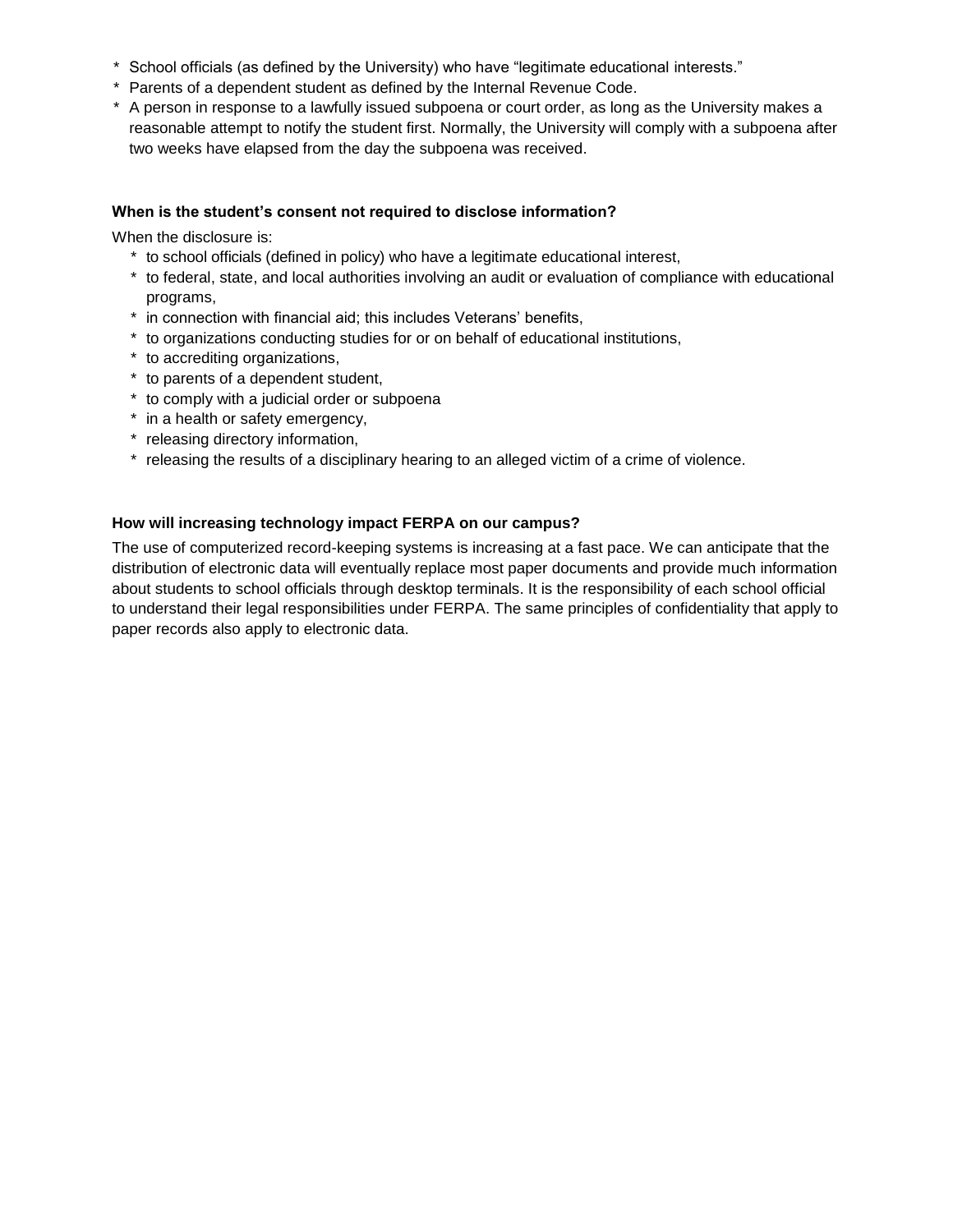* School officials (as defined by the University) who have "legitimate educational interests."
* Parents of a dependent student as defined by the Internal Revenue Code.
* A person in response to a lawfully issued subpoena or court order, as long as the University makes a reasonable attempt to notify the student first. Normally, the University will comply with a subpoena after two weeks have elapsed from the day the subpoena was received.

**When is the student's consent not required to disclose information?**

When the disclosure is:

* to school officials (defined in policy) who have a legitimate educational interest,
* to federal, state, and local authorities involving an audit or evaluation of compliance with educational programs,
* in connection with financial aid; this includes Veterans' benefits,
* to organizations conducting studies for or on behalf of educational institutions,
* to accrediting organizations,
* to parents of a dependent student,
* to comply with a judicial order or subpoena
* in a health or safety emergency,
* releasing directory information,
* releasing the results of a disciplinary hearing to an alleged victim of a crime of violence.

**How will increasing technology impact FERPA on our campus?**

The use of computerized record-keeping systems is increasing at a fast pace. We can anticipate that the distribution of electronic data will eventually replace most paper documents and provide much information about students to school officials through desktop terminals. It is the responsibility of each school official to understand their legal responsibilities under FERPA. The same principles of confidentiality that apply to paper records also apply to electronic data.